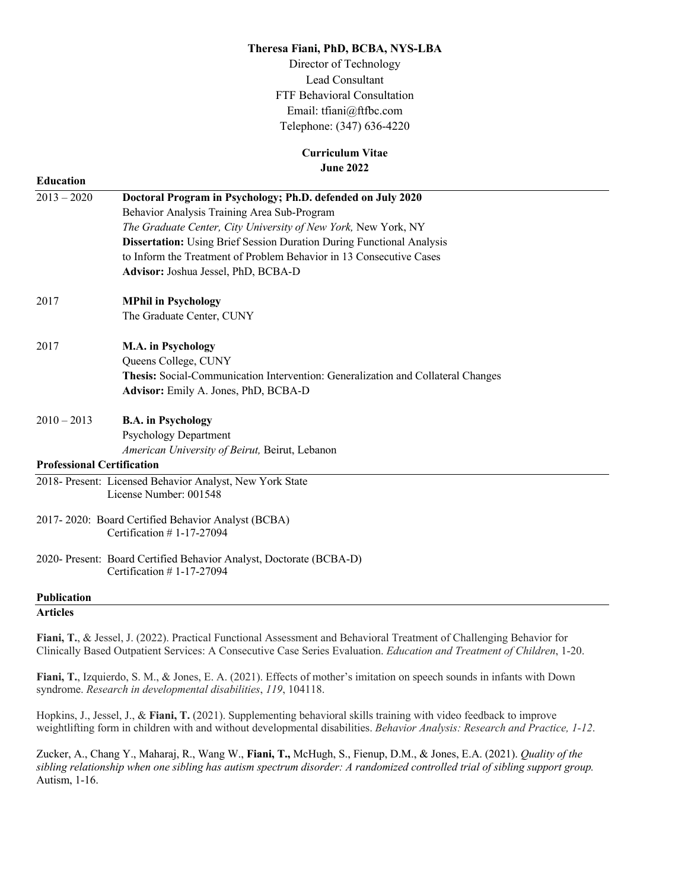**Theresa Fiani, PhD, BCBA, NYS-LBA**

Director of Technology
Lead Consultant
FTF Behavioral Consultation
Email: tfiani@ftfbc.com
Telephone: (347) 636-4220

**Curriculum Vitae**
**June 2022**

## Education

2013 – 2020 **Doctoral Program in Psychology; Ph.D. defended on July 2020**
Behavior Analysis Training Area Sub-Program
*The Graduate Center, City University of New York,* New York, NY
**Dissertation:** Using Brief Session Duration During Functional Analysis to Inform the Treatment of Problem Behavior in 13 Consecutive Cases
**Advisor:** Joshua Jessel, PhD, BCBA-D

2017 **MPhil in Psychology**
The Graduate Center, CUNY

2017 **M.A. in Psychology**
Queens College, CUNY
**Thesis:** Social-Communication Intervention: Generalization and Collateral Changes
**Advisor:** Emily A. Jones, PhD, BCBA-D

2010 – 2013 **B.A. in Psychology**
Psychology Department
*American University of Beirut,* Beirut, Lebanon

## Professional Certification

2018- Present: Licensed Behavior Analyst, New York State
License Number: 001548

2017- 2020: Board Certified Behavior Analyst (BCBA)
Certification # 1-17-27094

2020- Present: Board Certified Behavior Analyst, Doctorate (BCBA-D)
Certification # 1-17-27094

## Publication

### Articles

**Fiani, T.**, & Jessel, J. (2022). Practical Functional Assessment and Behavioral Treatment of Challenging Behavior for Clinically Based Outpatient Services: A Consecutive Case Series Evaluation. *Education and Treatment of Children*, 1-20.

**Fiani, T.**, Izquierdo, S. M., & Jones, E. A. (2021). Effects of mother's imitation on speech sounds in infants with Down syndrome. *Research in developmental disabilities*, *119*, 104118.

Hopkins, J., Jessel, J., & **Fiani, T.** (2021). Supplementing behavioral skills training with video feedback to improve weightlifting form in children with and without developmental disabilities. *Behavior Analysis: Research and Practice, 1-12*.

Zucker, A., Chang Y., Maharaj, R., Wang W., **Fiani, T.,** McHugh, S., Fienup, D.M., & Jones, E.A. (2021). *Quality of the sibling relationship when one sibling has autism spectrum disorder: A randomized controlled trial of sibling support group.* Autism, 1-16.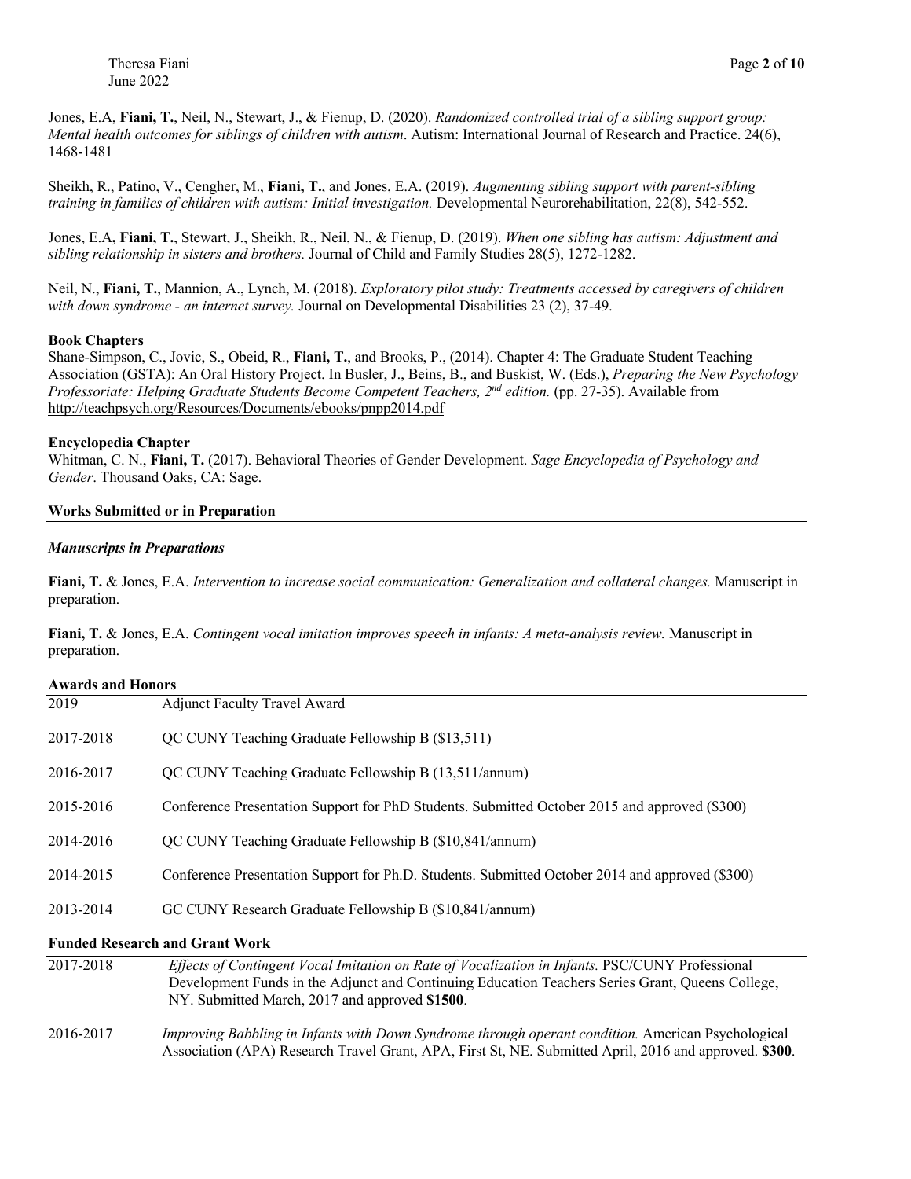Jones, E.A, **Fiani, T.**, Neil, N., Stewart, J., & Fienup, D. (2020). *Randomized controlled trial of a sibling support group: Mental health outcomes for siblings of children with autism*. Autism: International Journal of Research and Practice. 24(6), 1468-1481

Sheikh, R., Patino, V., Cengher, M., **Fiani, T.**, and Jones, E.A. (2019). *Augmenting sibling support with parent-sibling training in families of children with autism: Initial investigation.* Developmental Neurorehabilitation, 22(8), 542-552.

Jones, E.A**, Fiani, T.**, Stewart, J., Sheikh, R., Neil, N., & Fienup, D. (2019). *When one sibling has autism: Adjustment and sibling relationship in sisters and brothers.* Journal of Child and Family Studies 28(5), 1272-1282.

Neil, N., **Fiani, T.**, Mannion, A., Lynch, M. (2018). *Exploratory pilot study: Treatments accessed by caregivers of children with down syndrome - an internet survey.* Journal on Developmental Disabilities 23 (2), 37-49.

**Book Chapters**

Shane-Simpson, C., Jovic, S., Obeid, R., **Fiani, T.**, and Brooks, P., (2014). Chapter 4: The Graduate Student Teaching Association (GSTA): An Oral History Project. In Busler, J., Beins, B., and Buskist, W. (Eds.), *Preparing the New Psychology Professoriate: Helping Graduate Students Become Competent Teachers, 2nd edition.* (pp. 27-35). Available from http://teachpsych.org/Resources/Documents/ebooks/pnpp2014.pdf

**Encyclopedia Chapter**

Whitman, C. N., **Fiani, T.** (2017). Behavioral Theories of Gender Development. *Sage Encyclopedia of Psychology and Gender*. Thousand Oaks, CA: Sage.

## Works Submitted or in Preparation

***Manuscripts in Preparations***

**Fiani, T.** & Jones, E.A. *Intervention to increase social communication: Generalization and collateral changes.* Manuscript in preparation.

**Fiani, T.** & Jones, E.A. *Contingent vocal imitation improves speech in infants: A meta-analysis review.* Manuscript in preparation.

## Awards and Honors

| | |
|---|---|
| 2019 | Adjunct Faculty Travel Award |
| 2017-2018 | QC CUNY Teaching Graduate Fellowship B ($13,511) |
| 2016-2017 | QC CUNY Teaching Graduate Fellowship B (13,511/annum) |
| 2015-2016 | Conference Presentation Support for PhD Students. Submitted October 2015 and approved ($300) |
| 2014-2016 | QC CUNY Teaching Graduate Fellowship B ($10,841/annum) |
| 2014-2015 | Conference Presentation Support for Ph.D. Students. Submitted October 2014 and approved ($300) |
| 2013-2014 | GC CUNY Research Graduate Fellowship B ($10,841/annum) |

## Funded Research and Grant Work

| | |
|---|---|
| 2017-2018 | *Effects of Contingent Vocal Imitation on Rate of Vocalization in Infants.* PSC/CUNY Professional Development Funds in the Adjunct and Continuing Education Teachers Series Grant, Queens College, NY. Submitted March, 2017 and approved **$1500**. |
| 2016-2017 | *Improving Babbling in Infants with Down Syndrome through operant condition.* American Psychological Association (APA) Research Travel Grant, APA, First St, NE. Submitted April, 2016 and approved. **$300**. |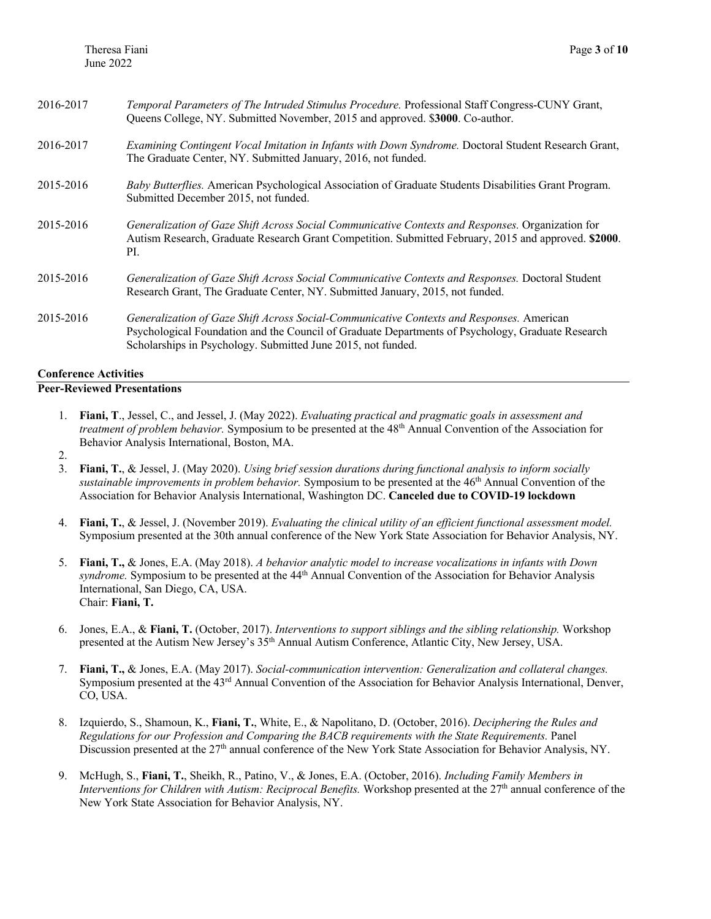2016-2017 *Temporal Parameters of The Intruded Stimulus Procedure.* Professional Staff Congress-CUNY Grant, Queens College, NY. Submitted November, 2015 and approved. $**3000**. Co-author.

2016-2017 *Examining Contingent Vocal Imitation in Infants with Down Syndrome.* Doctoral Student Research Grant, The Graduate Center, NY. Submitted January, 2016, not funded.

2015-2016 *Baby Butterflies.* American Psychological Association of Graduate Students Disabilities Grant Program. Submitted December 2015, not funded.

2015-2016 *Generalization of Gaze Shift Across Social Communicative Contexts and Responses.* Organization for Autism Research, Graduate Research Grant Competition. Submitted February, 2015 and approved. **$2000**. PI.

2015-2016 *Generalization of Gaze Shift Across Social Communicative Contexts and Responses.* Doctoral Student Research Grant, The Graduate Center, NY. Submitted January, 2015, not funded.

2015-2016 *Generalization of Gaze Shift Across Social-Communicative Contexts and Responses.* American Psychological Foundation and the Council of Graduate Departments of Psychology, Graduate Research Scholarships in Psychology. Submitted June 2015, not funded.

## Conference Activities

### Peer-Reviewed Presentations

1. **Fiani, T**., Jessel, C., and Jessel, J. (May 2022). *Evaluating practical and pragmatic goals in assessment and treatment of problem behavior.* Symposium to be presented at the 48th Annual Convention of the Association for Behavior Analysis International, Boston, MA.
2. 
3. **Fiani, T.**, & Jessel, J. (May 2020). *Using brief session durations during functional analysis to inform socially sustainable improvements in problem behavior.* Symposium to be presented at the 46th Annual Convention of the Association for Behavior Analysis International, Washington DC. **Canceled due to COVID-19 lockdown**
4. **Fiani, T.**, & Jessel, J. (November 2019). *Evaluating the clinical utility of an efficient functional assessment model.* Symposium presented at the 30th annual conference of the New York State Association for Behavior Analysis, NY.
5. **Fiani, T.,** & Jones, E.A. (May 2018). *A behavior analytic model to increase vocalizations in infants with Down syndrome.* Symposium to be presented at the 44th Annual Convention of the Association for Behavior Analysis International, San Diego, CA, USA.
   Chair: **Fiani, T.**
6. Jones, E.A., & **Fiani, T.** (October, 2017). *Interventions to support siblings and the sibling relationship.* Workshop presented at the Autism New Jersey's 35th Annual Autism Conference, Atlantic City, New Jersey, USA.
7. **Fiani, T.,** & Jones, E.A. (May 2017). *Social-communication intervention: Generalization and collateral changes.* Symposium presented at the 43rd Annual Convention of the Association for Behavior Analysis International, Denver, CO, USA.
8. Izquierdo, S., Shamoun, K., **Fiani, T.**, White, E., & Napolitano, D. (October, 2016). *Deciphering the Rules and Regulations for our Profession and Comparing the BACB requirements with the State Requirements.* Panel Discussion presented at the 27th annual conference of the New York State Association for Behavior Analysis, NY.
9. McHugh, S., **Fiani, T.**, Sheikh, R., Patino, V., & Jones, E.A. (October, 2016). *Including Family Members in Interventions for Children with Autism: Reciprocal Benefits.* Workshop presented at the 27th annual conference of the New York State Association for Behavior Analysis, NY.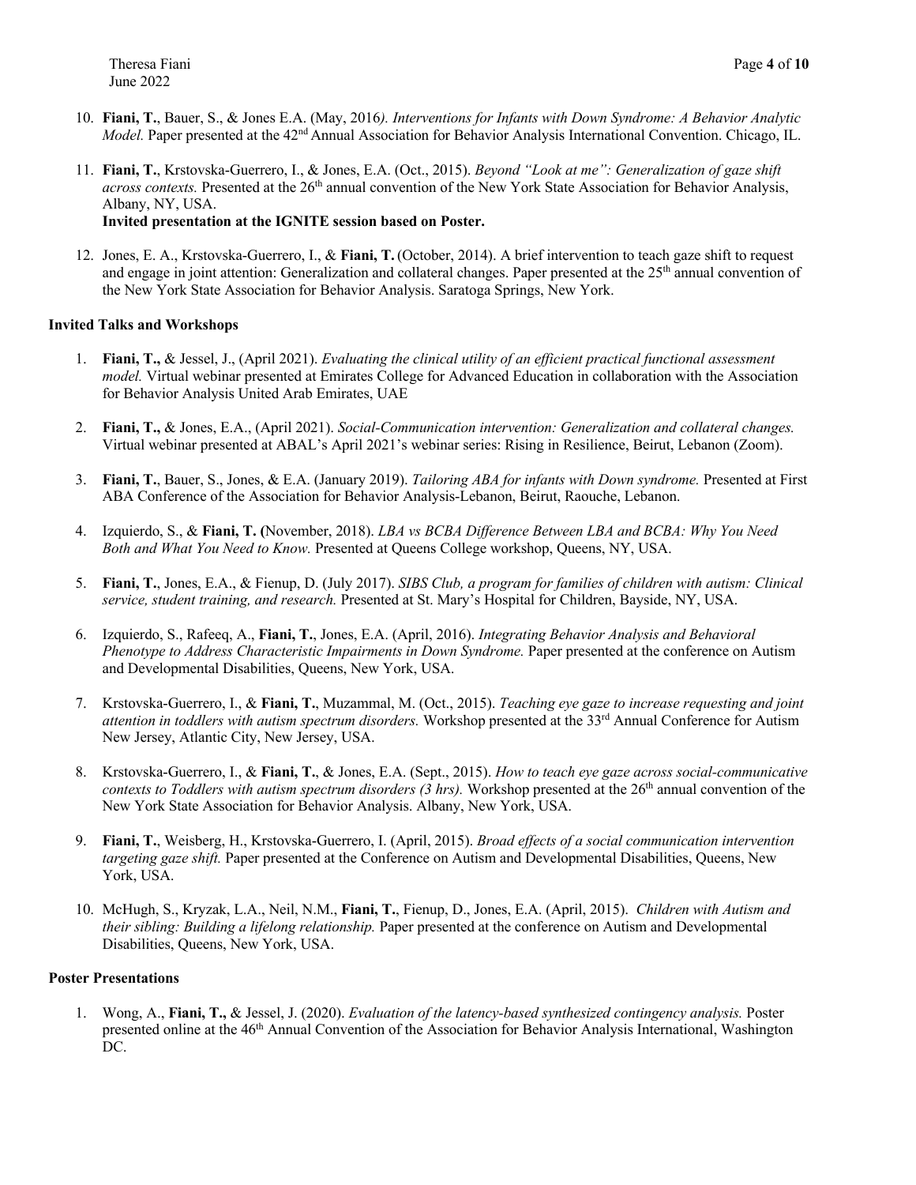10. **Fiani, T.**, Bauer, S., & Jones E.A. (May, 2016*). Interventions for Infants with Down Syndrome: A Behavior Analytic Model.* Paper presented at the 42nd Annual Association for Behavior Analysis International Convention. Chicago, IL.

11. **Fiani, T.**, Krstovska-Guerrero, I., & Jones, E.A. (Oct., 2015). *Beyond "Look at me": Generalization of gaze shift across contexts.* Presented at the 26th annual convention of the New York State Association for Behavior Analysis, Albany, NY, USA.
    **Invited presentation at the IGNITE session based on Poster.**

12. Jones, E. A., Krstovska-Guerrero, I., & **Fiani, T.** (October, 2014). A brief intervention to teach gaze shift to request and engage in joint attention: Generalization and collateral changes. Paper presented at the 25th annual convention of the New York State Association for Behavior Analysis. Saratoga Springs, New York.

**Invited Talks and Workshops**

1. **Fiani, T.,** & Jessel, J., (April 2021). *Evaluating the clinical utility of an efficient practical functional assessment model.* Virtual webinar presented at Emirates College for Advanced Education in collaboration with the Association for Behavior Analysis United Arab Emirates, UAE

2. **Fiani, T.,** & Jones, E.A., (April 2021). *Social-Communication intervention: Generalization and collateral changes.* Virtual webinar presented at ABAL's April 2021's webinar series: Rising in Resilience, Beirut, Lebanon (Zoom).

3. **Fiani, T.**, Bauer, S., Jones, & E.A. (January 2019). *Tailoring ABA for infants with Down syndrome.* Presented at First ABA Conference of the Association for Behavior Analysis-Lebanon, Beirut, Raouche, Lebanon.

4. Izquierdo, S., & **Fiani, T. (**November, 2018). *LBA vs BCBA Difference Between LBA and BCBA: Why You Need Both and What You Need to Know.* Presented at Queens College workshop, Queens, NY, USA.

5. **Fiani, T.**, Jones, E.A., & Fienup, D. (July 2017). *SIBS Club, a program for families of children with autism: Clinical service, student training, and research.* Presented at St. Mary's Hospital for Children, Bayside, NY, USA.

6. Izquierdo, S., Rafeeq, A., **Fiani, T.**, Jones, E.A. (April, 2016). *Integrating Behavior Analysis and Behavioral Phenotype to Address Characteristic Impairments in Down Syndrome.* Paper presented at the conference on Autism and Developmental Disabilities, Queens, New York, USA.

7. Krstovska-Guerrero, I., & **Fiani, T.**, Muzammal, M. (Oct., 2015). *Teaching eye gaze to increase requesting and joint attention in toddlers with autism spectrum disorders.* Workshop presented at the 33rd Annual Conference for Autism New Jersey, Atlantic City, New Jersey, USA.

8. Krstovska-Guerrero, I., & **Fiani, T.**, & Jones, E.A. (Sept., 2015). *How to teach eye gaze across social-communicative contexts to Toddlers with autism spectrum disorders (3 hrs).* Workshop presented at the 26th annual convention of the New York State Association for Behavior Analysis. Albany, New York, USA.

9. **Fiani, T.**, Weisberg, H., Krstovska-Guerrero, I. (April, 2015). *Broad effects of a social communication intervention targeting gaze shift.* Paper presented at the Conference on Autism and Developmental Disabilities, Queens, New York, USA.

10. McHugh, S., Kryzak, L.A., Neil, N.M., **Fiani, T.**, Fienup, D., Jones, E.A. (April, 2015). *Children with Autism and their sibling: Building a lifelong relationship.* Paper presented at the conference on Autism and Developmental Disabilities, Queens, New York, USA.

**Poster Presentations**

1. Wong, A., **Fiani, T.,** & Jessel, J. (2020). *Evaluation of the latency-based synthesized contingency analysis.* Poster presented online at the 46th Annual Convention of the Association for Behavior Analysis International, Washington DC.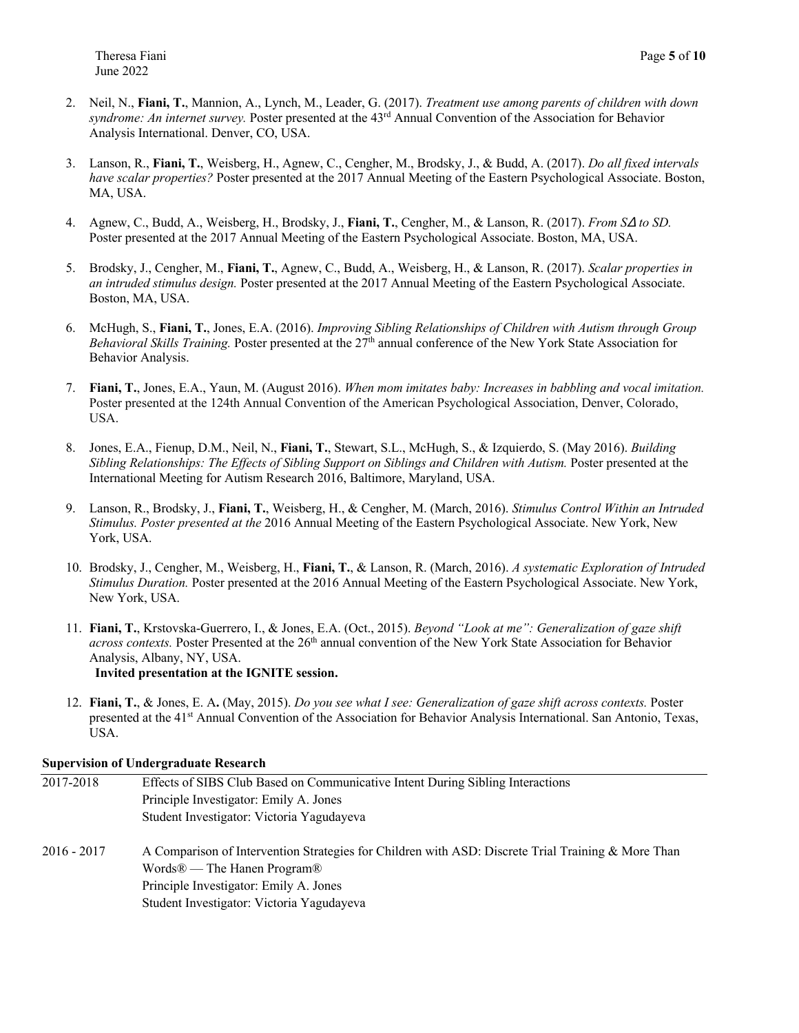2. Neil, N., **Fiani, T.**, Mannion, A., Lynch, M., Leader, G. (2017). *Treatment use among parents of children with down syndrome: An internet survey.* Poster presented at the 43rd Annual Convention of the Association for Behavior Analysis International. Denver, CO, USA.

3. Lanson, R., **Fiani, T.**, Weisberg, H., Agnew, C., Cengher, M., Brodsky, J., & Budd, A. (2017). *Do all fixed intervals have scalar properties?* Poster presented at the 2017 Annual Meeting of the Eastern Psychological Associate. Boston, MA, USA.

4. Agnew, C., Budd, A., Weisberg, H., Brodsky, J., **Fiani, T.**, Cengher, M., & Lanson, R. (2017). *From S∆ to SD.* Poster presented at the 2017 Annual Meeting of the Eastern Psychological Associate. Boston, MA, USA.

5. Brodsky, J., Cengher, M., **Fiani, T.**, Agnew, C., Budd, A., Weisberg, H., & Lanson, R. (2017). *Scalar properties in an intruded stimulus design.* Poster presented at the 2017 Annual Meeting of the Eastern Psychological Associate. Boston, MA, USA.

6. McHugh, S., **Fiani, T.**, Jones, E.A. (2016). *Improving Sibling Relationships of Children with Autism through Group Behavioral Skills Training.* Poster presented at the 27th annual conference of the New York State Association for Behavior Analysis.

7. **Fiani, T.**, Jones, E.A., Yaun, M. (August 2016). *When mom imitates baby: Increases in babbling and vocal imitation.* Poster presented at the 124th Annual Convention of the American Psychological Association, Denver, Colorado, USA.

8. Jones, E.A., Fienup, D.M., Neil, N., **Fiani, T.**, Stewart, S.L., McHugh, S., & Izquierdo, S. (May 2016). *Building Sibling Relationships: The Effects of Sibling Support on Siblings and Children with Autism.* Poster presented at the International Meeting for Autism Research 2016, Baltimore, Maryland, USA.

9. Lanson, R., Brodsky, J., **Fiani, T.**, Weisberg, H., & Cengher, M. (March, 2016). *Stimulus Control Within an Intruded Stimulus. Poster presented at the* 2016 Annual Meeting of the Eastern Psychological Associate. New York, New York, USA.

10. Brodsky, J., Cengher, M., Weisberg, H., **Fiani, T.**, & Lanson, R. (March, 2016). *A systematic Exploration of Intruded Stimulus Duration.* Poster presented at the 2016 Annual Meeting of the Eastern Psychological Associate. New York, New York, USA.

11. **Fiani, T.**, Krstovska-Guerrero, I., & Jones, E.A. (Oct., 2015). *Beyond "Look at me": Generalization of gaze shift across contexts.* Poster Presented at the 26th annual convention of the New York State Association for Behavior Analysis, Albany, NY, USA.
    **Invited presentation at the IGNITE session.**

12. **Fiani, T.**, & Jones, E. A**.** (May, 2015). *Do you see what I see: Generalization of gaze shift across contexts.* Poster presented at the 41st Annual Convention of the Association for Behavior Analysis International. San Antonio, Texas, USA.

**Supervision of Undergraduate Research**

| | |
|---|---|
| 2017-2018 | Effects of SIBS Club Based on Communicative Intent During Sibling Interactions<br>Principle Investigator: Emily A. Jones<br>Student Investigator: Victoria Yagudayeva |
| 2016 - 2017 | A Comparison of Intervention Strategies for Children with ASD: Discrete Trial Training & More Than Words® — The Hanen Program®<br>Principle Investigator: Emily A. Jones<br>Student Investigator: Victoria Yagudayeva |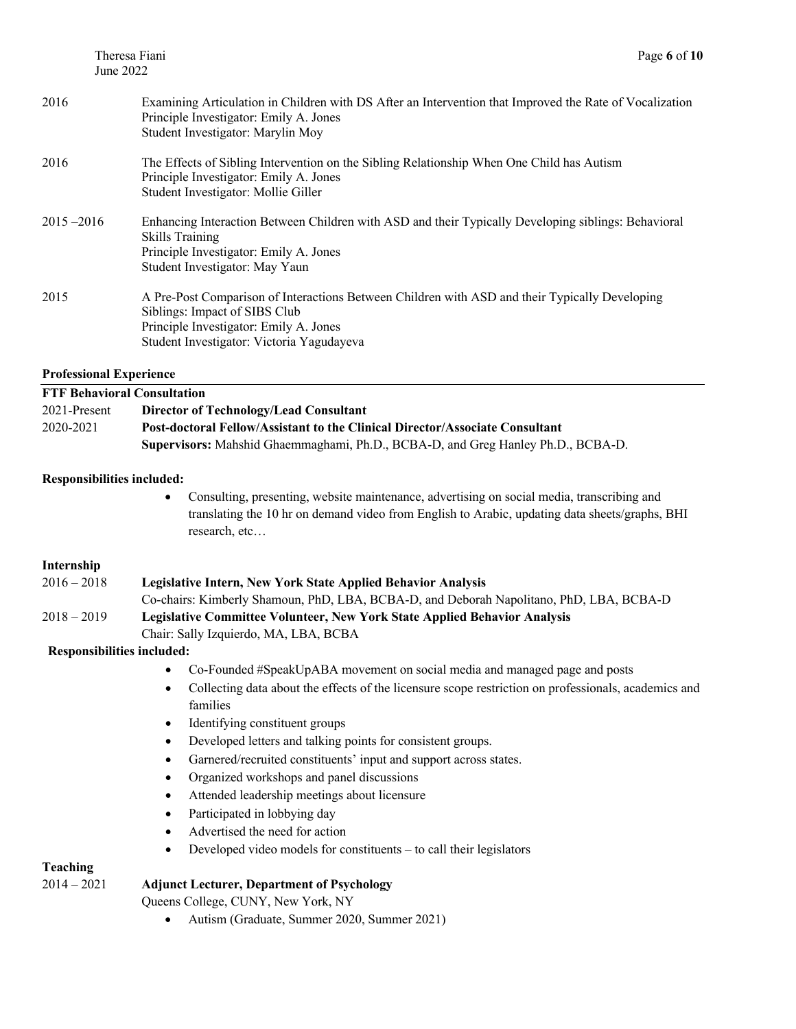2016 Examining Articulation in Children with DS After an Intervention that Improved the Rate of Vocalization
Principle Investigator: Emily A. Jones
Student Investigator: Marylin Moy

2016 The Effects of Sibling Intervention on the Sibling Relationship When One Child has Autism
Principle Investigator: Emily A. Jones
Student Investigator: Mollie Giller

2015 –2016 Enhancing Interaction Between Children with ASD and their Typically Developing siblings: Behavioral Skills Training
Principle Investigator: Emily A. Jones
Student Investigator: May Yaun

2015 A Pre-Post Comparison of Interactions Between Children with ASD and their Typically Developing Siblings: Impact of SIBS Club
Principle Investigator: Emily A. Jones
Student Investigator: Victoria Yagudayeva

## Professional Experience

**FTF Behavioral Consultation**

2021-Present **Director of Technology/Lead Consultant**

2020-2021 **Post-doctoral Fellow/Assistant to the Clinical Director/Associate Consultant**
**Supervisors:** Mahshid Ghaemmaghami, Ph.D., BCBA-D, and Greg Hanley Ph.D., BCBA-D.

**Responsibilities included:**

- Consulting, presenting, website maintenance, advertising on social media, transcribing and translating the 10 hr on demand video from English to Arabic, updating data sheets/graphs, BHI research, etc…

## Internship

2016 – 2018 **Legislative Intern, New York State Applied Behavior Analysis**
Co-chairs: Kimberly Shamoun, PhD, LBA, BCBA-D, and Deborah Napolitano, PhD, LBA, BCBA-D

2018 – 2019 **Legislative Committee Volunteer, New York State Applied Behavior Analysis**
Chair: Sally Izquierdo, MA, LBA, BCBA

**Responsibilities included:**

- Co-Founded #SpeakUpABA movement on social media and managed page and posts
- Collecting data about the effects of the licensure scope restriction on professionals, academics and families
- Identifying constituent groups
- Developed letters and talking points for consistent groups.
- Garnered/recruited constituents' input and support across states.
- Organized workshops and panel discussions
- Attended leadership meetings about licensure
- Participated in lobbying day
- Advertised the need for action
- Developed video models for constituents – to call their legislators

## Teaching

2014 – 2021 **Adjunct Lecturer, Department of Psychology**
Queens College, CUNY, New York, NY

- Autism (Graduate, Summer 2020, Summer 2021)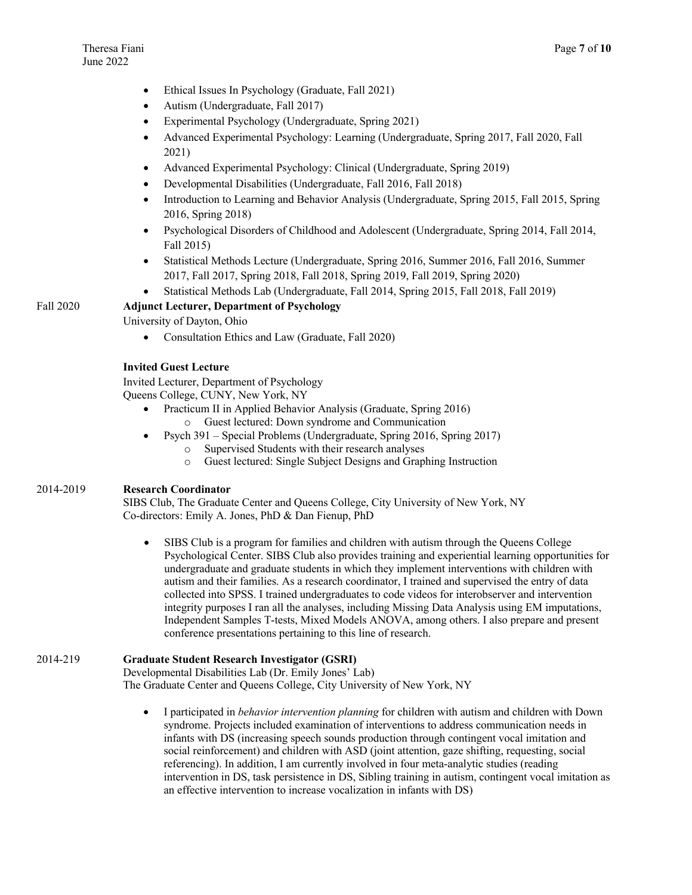- Ethical Issues In Psychology (Graduate, Fall 2021)
- Autism (Undergraduate, Fall 2017)
- Experimental Psychology (Undergraduate, Spring 2021)
- Advanced Experimental Psychology: Learning (Undergraduate, Spring 2017, Fall 2020, Fall 2021)
- Advanced Experimental Psychology: Clinical (Undergraduate, Spring 2019)
- Developmental Disabilities (Undergraduate, Fall 2016, Fall 2018)
- Introduction to Learning and Behavior Analysis (Undergraduate, Spring 2015, Fall 2015, Spring 2016, Spring 2018)
- Psychological Disorders of Childhood and Adolescent (Undergraduate, Spring 2014, Fall 2014, Fall 2015)
- Statistical Methods Lecture (Undergraduate, Spring 2016, Summer 2016, Fall 2016, Summer 2017, Fall 2017, Spring 2018, Fall 2018, Spring 2019, Fall 2019, Spring 2020)
- Statistical Methods Lab (Undergraduate, Fall 2014, Spring 2015, Fall 2018, Fall 2019)

Fall 2020 **Adjunct Lecturer, Department of Psychology**
University of Dayton, Ohio

- Consultation Ethics and Law (Graduate, Fall 2020)

**Invited Guest Lecture**
Invited Lecturer, Department of Psychology
Queens College, CUNY, New York, NY

- Practicum II in Applied Behavior Analysis (Graduate, Spring 2016)
  - Guest lectured: Down syndrome and Communication
- Psych 391 – Special Problems (Undergraduate, Spring 2016, Spring 2017)
  - Supervised Students with their research analyses
  - Guest lectured: Single Subject Designs and Graphing Instruction

2014-2019 **Research Coordinator**
SIBS Club, The Graduate Center and Queens College, City University of New York, NY
Co-directors: Emily A. Jones, PhD & Dan Fienup, PhD

- SIBS Club is a program for families and children with autism through the Queens College Psychological Center. SIBS Club also provides training and experiential learning opportunities for undergraduate and graduate students in which they implement interventions with children with autism and their families. As a research coordinator, I trained and supervised the entry of data collected into SPSS. I trained undergraduates to code videos for interobserver and intervention integrity purposes I ran all the analyses, including Missing Data Analysis using EM imputations, Independent Samples T-tests, Mixed Models ANOVA, among others. I also prepare and present conference presentations pertaining to this line of research.

2014-219 **Graduate Student Research Investigator (GSRI)**
Developmental Disabilities Lab (Dr. Emily Jones' Lab)
The Graduate Center and Queens College, City University of New York, NY

- I participated in *behavior intervention planning* for children with autism and children with Down syndrome. Projects included examination of interventions to address communication needs in infants with DS (increasing speech sounds production through contingent vocal imitation and social reinforcement) and children with ASD (joint attention, gaze shifting, requesting, social referencing). In addition, I am currently involved in four meta-analytic studies (reading intervention in DS, task persistence in DS, Sibling training in autism, contingent vocal imitation as an effective intervention to increase vocalization in infants with DS)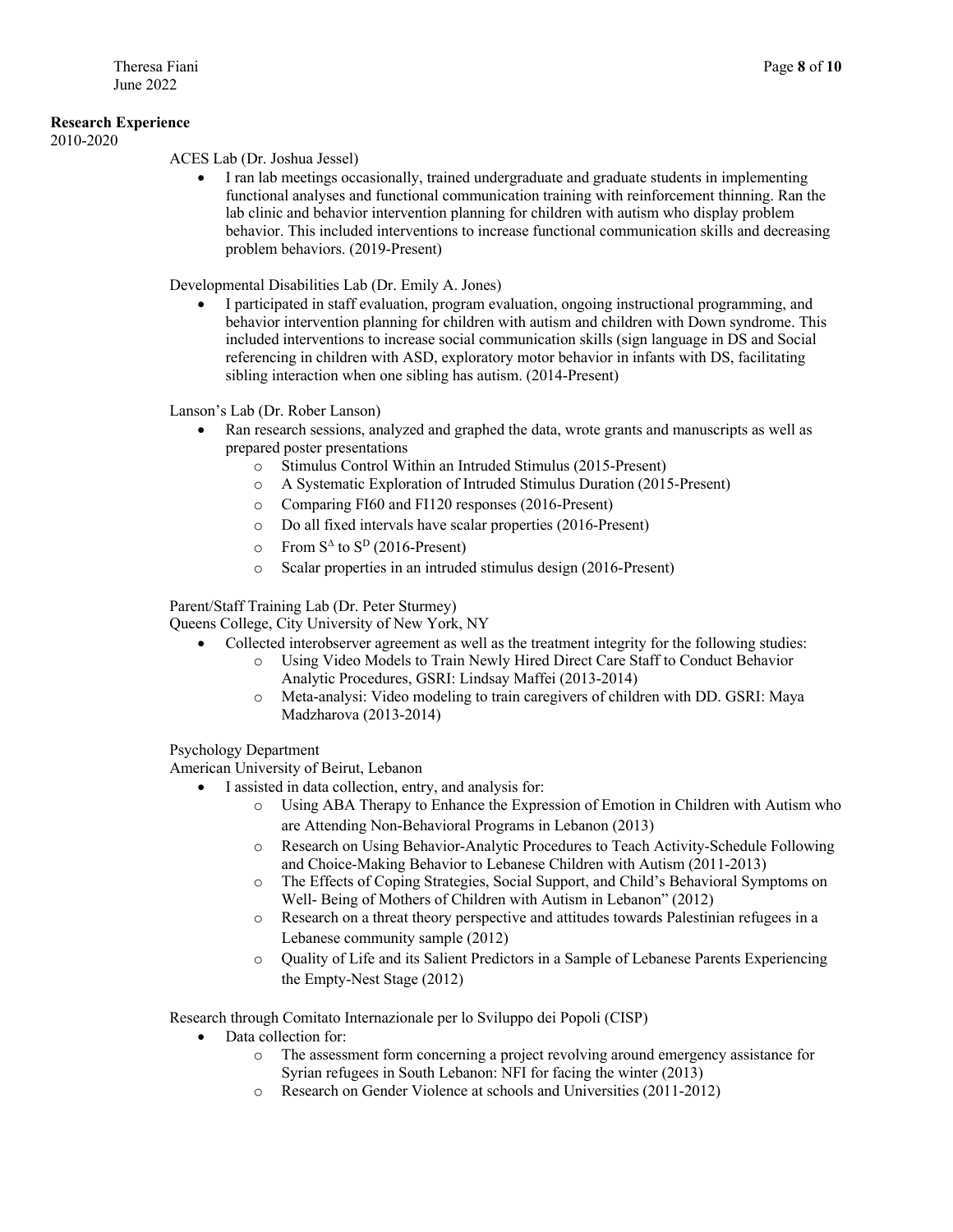**Research Experience**

2010-2020

ACES Lab (Dr. Joshua Jessel)

- I ran lab meetings occasionally, trained undergraduate and graduate students in implementing functional analyses and functional communication training with reinforcement thinning. Ran the lab clinic and behavior intervention planning for children with autism who display problem behavior. This included interventions to increase functional communication skills and decreasing problem behaviors. (2019-Present)

Developmental Disabilities Lab (Dr. Emily A. Jones)

- I participated in staff evaluation, program evaluation, ongoing instructional programming, and behavior intervention planning for children with autism and children with Down syndrome. This included interventions to increase social communication skills (sign language in DS and Social referencing in children with ASD, exploratory motor behavior in infants with DS, facilitating sibling interaction when one sibling has autism. (2014-Present)

Lanson's Lab (Dr. Rober Lanson)

- Ran research sessions, analyzed and graphed the data, wrote grants and manuscripts as well as prepared poster presentations
  - Stimulus Control Within an Intruded Stimulus (2015-Present)
  - A Systematic Exploration of Intruded Stimulus Duration (2015-Present)
  - Comparing FI60 and FI120 responses (2016-Present)
  - Do all fixed intervals have scalar properties (2016-Present)
  - From $S^{\Delta}$ to $S^{D}$ (2016-Present)
  - Scalar properties in an intruded stimulus design (2016-Present)

Parent/Staff Training Lab (Dr. Peter Sturmey)
Queens College, City University of New York, NY

- Collected interobserver agreement as well as the treatment integrity for the following studies:
  - Using Video Models to Train Newly Hired Direct Care Staff to Conduct Behavior Analytic Procedures, GSRI: Lindsay Maffei (2013-2014)
  - Meta-analysi: Video modeling to train caregivers of children with DD. GSRI: Maya Madzharova (2013-2014)

Psychology Department
American University of Beirut, Lebanon

- I assisted in data collection, entry, and analysis for:
  - Using ABA Therapy to Enhance the Expression of Emotion in Children with Autism who are Attending Non-Behavioral Programs in Lebanon (2013)
  - Research on Using Behavior-Analytic Procedures to Teach Activity-Schedule Following and Choice-Making Behavior to Lebanese Children with Autism (2011-2013)
  - The Effects of Coping Strategies, Social Support, and Child's Behavioral Symptoms on Well- Being of Mothers of Children with Autism in Lebanon" (2012)
  - Research on a threat theory perspective and attitudes towards Palestinian refugees in a Lebanese community sample (2012)
  - Quality of Life and its Salient Predictors in a Sample of Lebanese Parents Experiencing the Empty-Nest Stage (2012)

Research through Comitato Internazionale per lo Sviluppo dei Popoli (CISP)

- Data collection for:
  - The assessment form concerning a project revolving around emergency assistance for Syrian refugees in South Lebanon: NFI for facing the winter (2013)
  - Research on Gender Violence at schools and Universities (2011-2012)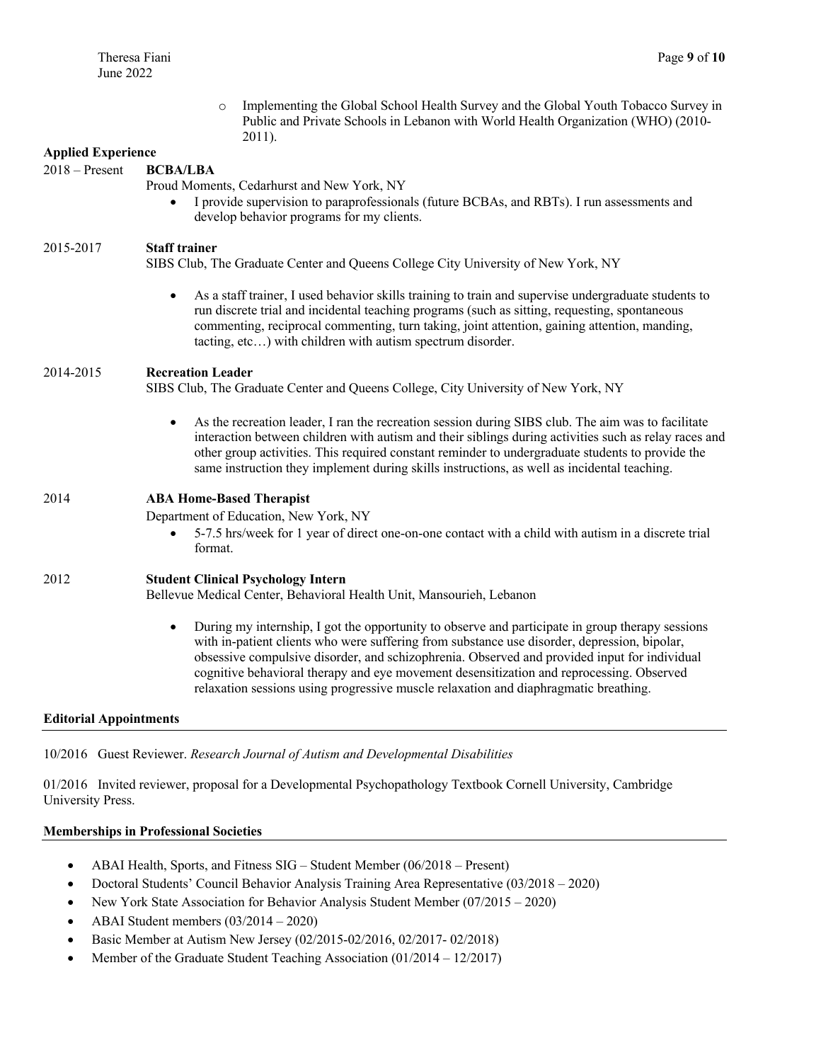- Implementing the Global School Health Survey and the Global Youth Tobacco Survey in Public and Private Schools in Lebanon with World Health Organization (WHO) (2010-2011).

**Applied Experience**

2018 – Present **BCBA/LBA**

Proud Moments, Cedarhurst and New York, NY

- I provide supervision to paraprofessionals (future BCBAs, and RBTs). I run assessments and develop behavior programs for my clients.

2015-2017 **Staff trainer**

SIBS Club, The Graduate Center and Queens College City University of New York, NY

- As a staff trainer, I used behavior skills training to train and supervise undergraduate students to run discrete trial and incidental teaching programs (such as sitting, requesting, spontaneous commenting, reciprocal commenting, turn taking, joint attention, gaining attention, manding, tacting, etc…) with children with autism spectrum disorder.

2014-2015 **Recreation Leader**

SIBS Club, The Graduate Center and Queens College, City University of New York, NY

- As the recreation leader, I ran the recreation session during SIBS club. The aim was to facilitate interaction between children with autism and their siblings during activities such as relay races and other group activities. This required constant reminder to undergraduate students to provide the same instruction they implement during skills instructions, as well as incidental teaching.

2014 **ABA Home-Based Therapist**

Department of Education, New York, NY

- 5-7.5 hrs/week for 1 year of direct one-on-one contact with a child with autism in a discrete trial format.

2012 **Student Clinical Psychology Intern**

Bellevue Medical Center, Behavioral Health Unit, Mansourieh, Lebanon

- During my internship, I got the opportunity to observe and participate in group therapy sessions with in-patient clients who were suffering from substance use disorder, depression, bipolar, obsessive compulsive disorder, and schizophrenia. Observed and provided input for individual cognitive behavioral therapy and eye movement desensitization and reprocessing. Observed relaxation sessions using progressive muscle relaxation and diaphragmatic breathing.

**Editorial Appointments**

10/2016 Guest Reviewer. *Research Journal of Autism and Developmental Disabilities*

01/2016 Invited reviewer, proposal for a Developmental Psychopathology Textbook Cornell University, Cambridge University Press.

**Memberships in Professional Societies**

- ABAI Health, Sports, and Fitness SIG – Student Member (06/2018 – Present)
- Doctoral Students' Council Behavior Analysis Training Area Representative (03/2018 – 2020)
- New York State Association for Behavior Analysis Student Member (07/2015 – 2020)
- ABAI Student members (03/2014 – 2020)
- Basic Member at Autism New Jersey (02/2015-02/2016, 02/2017- 02/2018)
- Member of the Graduate Student Teaching Association (01/2014 – 12/2017)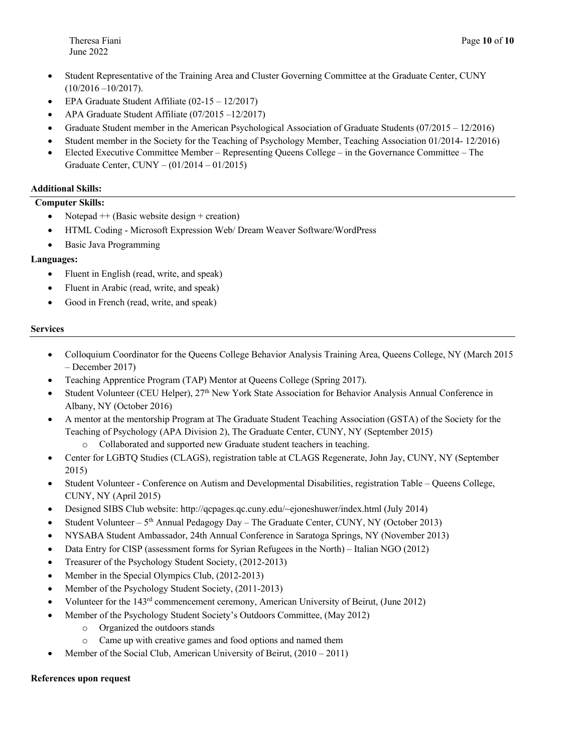- Student Representative of the Training Area and Cluster Governing Committee at the Graduate Center, CUNY (10/2016 –10/2017).
- EPA Graduate Student Affiliate (02-15 – 12/2017)
- APA Graduate Student Affiliate (07/2015 –12/2017)
- Graduate Student member in the American Psychological Association of Graduate Students (07/2015 – 12/2016)
- Student member in the Society for the Teaching of Psychology Member, Teaching Association 01/2014- 12/2016)
- Elected Executive Committee Member – Representing Queens College – in the Governance Committee – The Graduate Center, CUNY – (01/2014 – 01/2015)

**Additional Skills:**

**Computer Skills:**

- Notepad ++ (Basic website design + creation)
- HTML Coding - Microsoft Expression Web/ Dream Weaver Software/WordPress
- Basic Java Programming

**Languages:**

- Fluent in English (read, write, and speak)
- Fluent in Arabic (read, write, and speak)
- Good in French (read, write, and speak)

**Services**

- Colloquium Coordinator for the Queens College Behavior Analysis Training Area, Queens College, NY (March 2015 – December 2017)
- Teaching Apprentice Program (TAP) Mentor at Queens College (Spring 2017).
- Student Volunteer (CEU Helper), 27th New York State Association for Behavior Analysis Annual Conference in Albany, NY (October 2016)
- A mentor at the mentorship Program at The Graduate Student Teaching Association (GSTA) of the Society for the Teaching of Psychology (APA Division 2), The Graduate Center, CUNY, NY (September 2015)
  - Collaborated and supported new Graduate student teachers in teaching.
- Center for LGBTQ Studies (CLAGS), registration table at CLAGS Regenerate, John Jay, CUNY, NY (September 2015)
- Student Volunteer - Conference on Autism and Developmental Disabilities, registration Table – Queens College, CUNY, NY (April 2015)
- Designed SIBS Club website: http://qcpages.qc.cuny.edu/~ejoneshuwer/index.html (July 2014)
- Student Volunteer – 5th Annual Pedagogy Day – The Graduate Center, CUNY, NY (October 2013)
- NYSABA Student Ambassador, 24th Annual Conference in Saratoga Springs, NY (November 2013)
- Data Entry for CISP (assessment forms for Syrian Refugees in the North) – Italian NGO (2012)
- Treasurer of the Psychology Student Society, (2012-2013)
- Member in the Special Olympics Club, (2012-2013)
- Member of the Psychology Student Society, (2011-2013)
- Volunteer for the 143rd commencement ceremony, American University of Beirut, (June 2012)
- Member of the Psychology Student Society's Outdoors Committee, (May 2012)
  - Organized the outdoors stands
  - Came up with creative games and food options and named them
- Member of the Social Club, American University of Beirut, (2010 – 2011)

**References upon request**